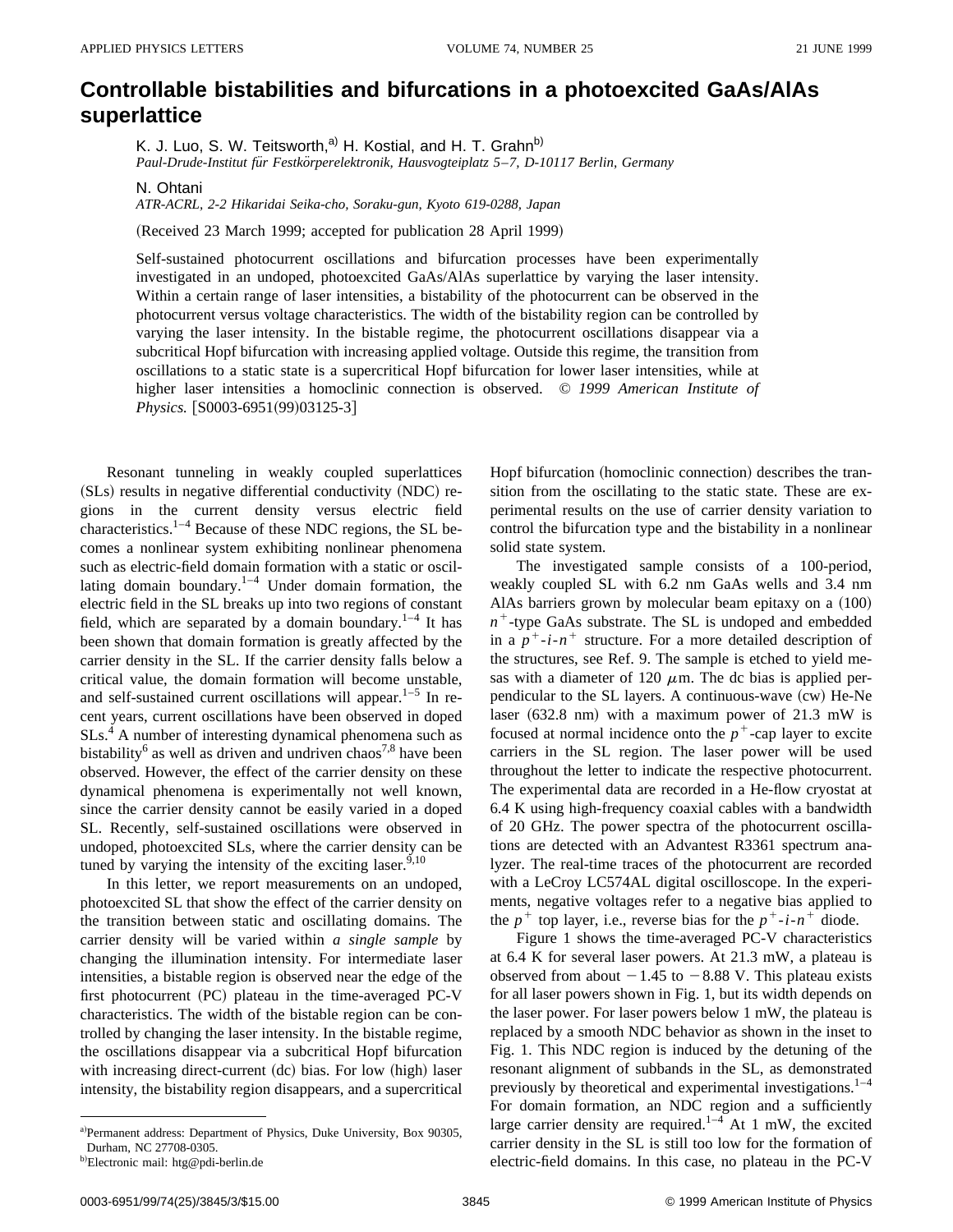# Controllable bistabilities and bifurcations in a photoexcited GaAs/AlAs superlattice

K. J. Luo, S. W. Teitsworth,[a)] H. Kostial, and H. T. Grahn[b)]
*Paul-Drude-Institut für Festkörperelektronik, Hausvogteiplatz 5–7, D-10117 Berlin, Germany*

N. Ohtani
*ATR-ACRL, 2-2 Hikaridai Seika-cho, Soraku-gun, Kyoto 619-0288, Japan*

(Received 23 March 1999; accepted for publication 28 April 1999)

Self-sustained photocurrent oscillations and bifurcation processes have been experimentally investigated in an undoped, photoexcited GaAs/AlAs superlattice by varying the laser intensity. Within a certain range of laser intensities, a bistability of the photocurrent can be observed in the photocurrent versus voltage characteristics. The width of the bistability region can be controlled by varying the laser intensity. In the bistable regime, the photocurrent oscillations disappear via a subcritical Hopf bifurcation with increasing applied voltage. Outside this regime, the transition from oscillations to a static state is a supercritical Hopf bifurcation for lower laser intensities, while at higher laser intensities a homoclinic connection is observed. © *1999 American Institute of Physics.* [S0003-6951(99)03125-3]

Resonant tunneling in weakly coupled superlattices (SLs) results in negative differential conductivity (NDC) regions in the current density versus electric field characteristics.[1–4] Because of these NDC regions, the SL becomes a nonlinear system exhibiting nonlinear phenomena such as electric-field domain formation with a static or oscillating domain boundary.[1–4] Under domain formation, the electric field in the SL breaks up into two regions of constant field, which are separated by a domain boundary.[1–4] It has been shown that domain formation is greatly affected by the carrier density in the SL. If the carrier density falls below a critical value, the domain formation will become unstable, and self-sustained current oscillations will appear.[1–5] In recent years, current oscillations have been observed in doped SLs.[4] A number of interesting dynamical phenomena such as bistability[6] as well as driven and undriven chaos[7,8] have been observed. However, the effect of the carrier density on these dynamical phenomena is experimentally not well known, since the carrier density cannot be easily varied in a doped SL. Recently, self-sustained oscillations were observed in undoped, photoexcited SLs, where the carrier density can be tuned by varying the intensity of the exciting laser.[9,10]

In this letter, we report measurements on an undoped, photoexcited SL that show the effect of the carrier density on the transition between static and oscillating domains. The carrier density will be varied within *a single sample* by changing the illumination intensity. For intermediate laser intensities, a bistable region is observed near the edge of the first photocurrent (PC) plateau in the time-averaged PC-V characteristics. The width of the bistable region can be controlled by changing the laser intensity. In the bistable regime, the oscillations disappear via a subcritical Hopf bifurcation with increasing direct-current (dc) bias. For low (high) laser intensity, the bistability region disappears, and a supercritical Hopf bifurcation (homoclinic connection) describes the transition from the oscillating to the static state. These are experimental results on the use of carrier density variation to control the bifurcation type and the bistability in a nonlinear solid state system.

The investigated sample consists of a 100-period, weakly coupled SL with 6.2 nm GaAs wells and 3.4 nm AlAs barriers grown by molecular beam epitaxy on a (100) $n^+$-type GaAs substrate. The SL is undoped and embedded in a $p^+$-$i$-$n^+$ structure. For a more detailed description of the structures, see Ref. 9. The sample is etched to yield mesas with a diameter of 120 $\mu$m. The dc bias is applied perpendicular to the SL layers. A continuous-wave (cw) He-Ne laser (632.8 nm) with a maximum power of 21.3 mW is focused at normal incidence onto the $p^+$-cap layer to excite carriers in the SL region. The laser power will be used throughout the letter to indicate the respective photocurrent. The experimental data are recorded in a He-flow cryostat at 6.4 K using high-frequency coaxial cables with a bandwidth of 20 GHz. The power spectra of the photocurrent oscillations are detected with an Advantest R3361 spectrum analyzer. The real-time traces of the photocurrent are recorded with a LeCroy LC574AL digital oscilloscope. In the experiments, negative voltages refer to a negative bias applied to the $p^+$ top layer, i.e., reverse bias for the $p^+$-$i$-$n^+$ diode.

Figure 1 shows the time-averaged PC-V characteristics at 6.4 K for several laser powers. At 21.3 mW, a plateau is observed from about $-1.45$ to $-8.88$ V. This plateau exists for all laser powers shown in Fig. 1, but its width depends on the laser power. For laser powers below 1 mW, the plateau is replaced by a smooth NDC behavior as shown in the inset to Fig. 1. This NDC region is induced by the detuning of the resonant alignment of subbands in the SL, as demonstrated previously by theoretical and experimental investigations.[1–4] For domain formation, an NDC region and a sufficiently large carrier density are required.[1–4] At 1 mW, the excited carrier density in the SL is still too low for the formation of electric-field domains. In this case, no plateau in the PC-V

[a)]Permanent address: Department of Physics, Duke University, Box 90305, Durham, NC 27708-0305.
[b)]Electronic mail: htg@pdi-berlin.de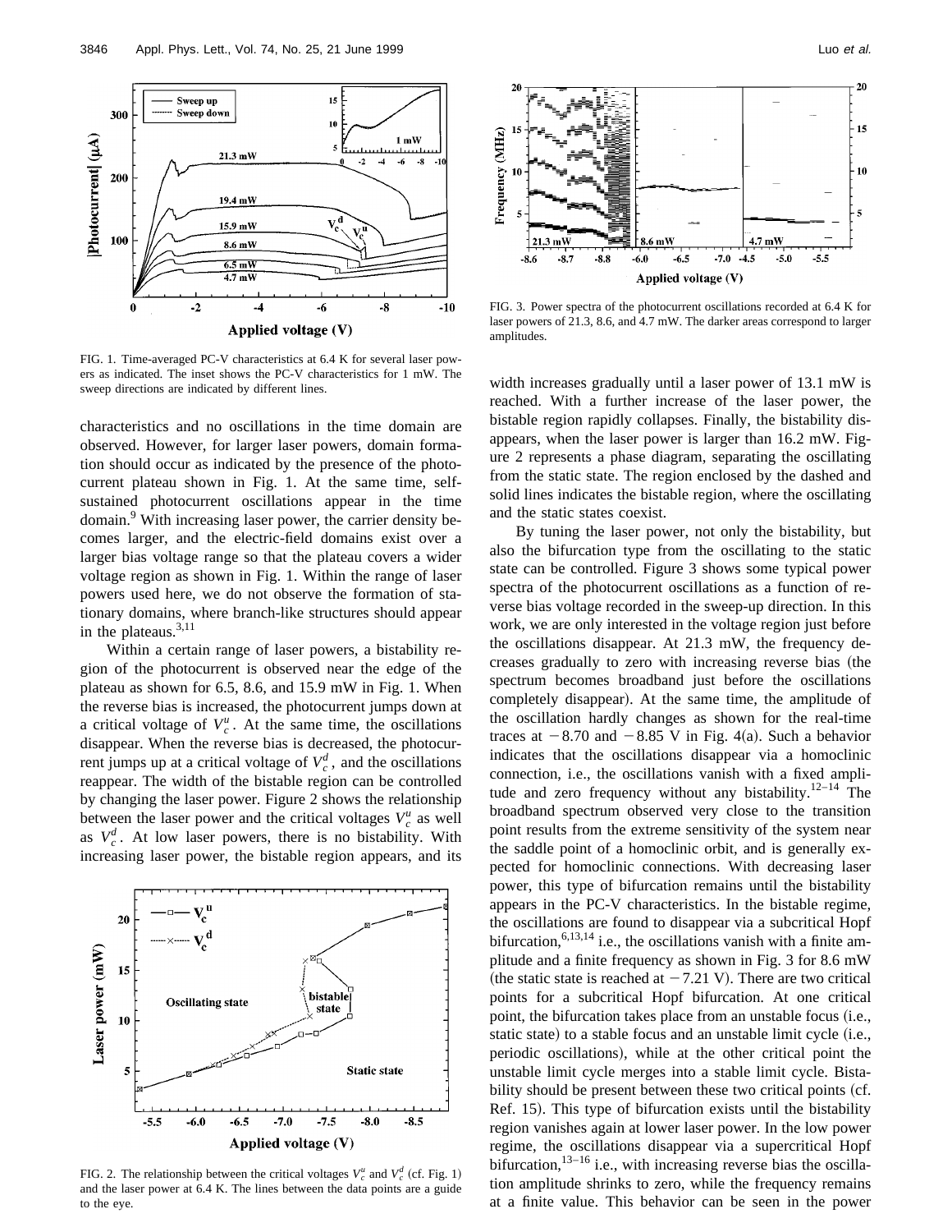FIG. 1. Time-averaged PC-V characteristics at 6.4 K for several laser powers as indicated. The inset shows the PC-V characteristics for 1 mW. The sweep directions are indicated by different lines.

characteristics and no oscillations in the time domain are observed. However, for larger laser powers, domain formation should occur as indicated by the presence of the photocurrent plateau shown in Fig. 1. At the same time, self-sustained photocurrent oscillations appear in the time domain.[9] With increasing laser power, the carrier density becomes larger, and the electric-field domains exist over a larger bias voltage range so that the plateau covers a wider voltage region as shown in Fig. 1. Within the range of laser powers used here, we do not observe the formation of stationary domains, where branch-like structures should appear in the plateaus.[3,11]

Within a certain range of laser powers, a bistability region of the photocurrent is observed near the edge of the plateau as shown for 6.5, 8.6, and 15.9 mW in Fig. 1. When the reverse bias is increased, the photocurrent jumps down at a critical voltage of $V_c^u$. At the same time, the oscillations disappear. When the reverse bias is decreased, the photocurrent jumps up at a critical voltage of $V_c^d$, and the oscillations reappear. The width of the bistable region can be controlled by changing the laser power. Figure 2 shows the relationship between the laser power and the critical voltages $V_c^u$ as well as $V_c^d$. At low laser powers, there is no bistability. With increasing laser power, the bistable region appears, and its

FIG. 2. The relationship between the critical voltages $V_c^u$ and $V_c^d$ (cf. Fig. 1) and the laser power at 6.4 K. The lines between the data points are a guide to the eye.

FIG. 3. Power spectra of the photocurrent oscillations recorded at 6.4 K for laser powers of 21.3, 8.6, and 4.7 mW. The darker areas correspond to larger amplitudes.

width increases gradually until a laser power of 13.1 mW is reached. With a further increase of the laser power, the bistable region rapidly collapses. Finally, the bistability disappears, when the laser power is larger than 16.2 mW. Figure 2 represents a phase diagram, separating the oscillating from the static state. The region enclosed by the dashed and solid lines indicates the bistable region, where the oscillating and the static states coexist.

By tuning the laser power, not only the bistability, but also the bifurcation type from the oscillating to the static state can be controlled. Figure 3 shows some typical power spectra of the photocurrent oscillations as a function of reverse bias voltage recorded in the sweep-up direction. In this work, we are only interested in the voltage region just before the oscillations disappear. At 21.3 mW, the frequency decreases gradually to zero with increasing reverse bias (the spectrum becomes broadband just before the oscillations completely disappear). At the same time, the amplitude of the oscillation hardly changes as shown for the real-time traces at −8.70 and −8.85 V in Fig. 4(a). Such a behavior indicates that the oscillations disappear via a homoclinic connection, i.e., the oscillations vanish with a fixed amplitude and zero frequency without any bistability.[12–14] The broadband spectrum observed very close to the transition point results from the extreme sensitivity of the system near the saddle point of a homoclinic orbit, and is generally expected for homoclinic connections. With decreasing laser power, this type of bifurcation remains until the bistability appears in the PC-V characteristics. In the bistable regime, the oscillations are found to disappear via a subcritical Hopf bifurcation,[6,13,14] i.e., the oscillations vanish with a finite amplitude and a finite frequency as shown in Fig. 3 for 8.6 mW (the static state is reached at −7.21 V). There are two critical points for a subcritical Hopf bifurcation. At one critical point, the bifurcation takes place from an unstable focus (i.e., static state) to a stable focus and an unstable limit cycle (i.e., periodic oscillations), while at the other critical point the unstable limit cycle merges into a stable limit cycle. Bistability should be present between these two critical points (cf. Ref. 15). This type of bifurcation exists until the bistability region vanishes again at lower laser power. In the low power regime, the oscillations disappear via a supercritical Hopf bifurcation,[13–16] i.e., with increasing reverse bias the oscillation amplitude shrinks to zero, while the frequency remains at a finite value. This behavior can be seen in the power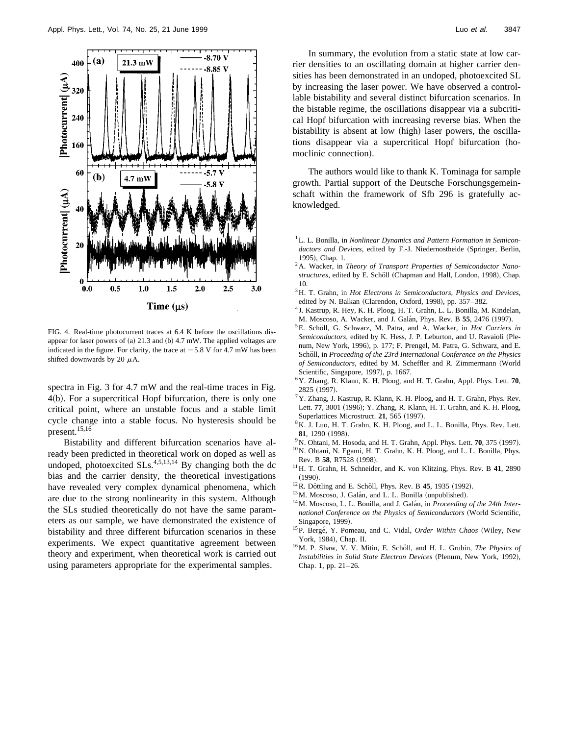(a)
21.3 mW
-8.70 V
-8.85 V
400
320
240
160
|Photocurrent| (μA)
(b)
4.7 mW
-5.7 V
-5.8 V
60
40
20
0
|Photocurrent| (μA)
0.0 0.5 1.0 1.5 2.0 2.5 3.0
Time (μs)

FIG. 4. Real-time photocurrent traces at 6.4 K before the oscillations disappear for laser powers of (a) 21.3 and (b) 4.7 mW. The applied voltages are indicated in the figure. For clarity, the trace at $-5.8$ V for 4.7 mW has been shifted downwards by 20 $\mu$A.

spectra in Fig. 3 for 4.7 mW and the real-time traces in Fig. 4(b). For a supercritical Hopf bifurcation, there is only one critical point, where an unstable focus and a stable limit cycle change into a stable focus. No hysteresis should be present.[15,16]

Bistability and different bifurcation scenarios have already been predicted in theoretical work on doped as well as undoped, photoexcited SLs.[4,5,13,14] By changing both the dc bias and the carrier density, the theoretical investigations have revealed very complex dynamical phenomena, which are due to the strong nonlinearity in this system. Although the SLs studied theoretically do not have the same parameters as our sample, we have demonstrated the existence of bistability and three different bifurcation scenarios in these experiments. We expect quantitative agreement between theory and experiment, when theoretical work is carried out using parameters appropriate for the experimental samples.

In summary, the evolution from a static state at low carrier densities to an oscillating domain at higher carrier densities has been demonstrated in an undoped, photoexcited SL by increasing the laser power. We have observed a controllable bistability and several distinct bifurcation scenarios. In the bistable regime, the oscillations disappear via a subcritical Hopf bifurcation with increasing reverse bias. When the bistability is absent at low (high) laser powers, the oscillations disappear via a supercritical Hopf bifurcation (homoclinic connection).

The authors would like to thank K. Tominaga for sample growth. Partial support of the Deutsche Forschungsgemeinschaft within the framework of Sfb 296 is gratefully acknowledged.

[1] L. L. Bonilla, in *Nonlinear Dynamics and Pattern Formation in Semiconductors and Devices*, edited by F.-J. Niedernostheide (Springer, Berlin, 1995), Chap. 1.

[2] A. Wacker, in *Theory of Transport Properties of Semiconductor Nanostructures*, edited by E. Schöll (Chapman and Hall, London, 1998), Chap. 10.

[3] H. T. Grahn, in *Hot Electrons in Semiconductors, Physics and Devices*, edited by N. Balkan (Clarendon, Oxford, 1998), pp. 357–382.

[4] J. Kastrup, R. Hey, K. H. Ploog, H. T. Grahn, L. L. Bonilla, M. Kindelan, M. Moscoso, A. Wacker, and J. Galán, Phys. Rev. B **55**, 2476 (1997).

[5] E. Schöll, G. Schwarz, M. Patra, and A. Wacker, in *Hot Carriers in Semiconductors*, edited by K. Hess, J. P. Leburton, and U. Ravaioli (Plenum, New York, 1996), p. 177; F. Prengel, M. Patra, G. Schwarz, and E. Schöll, in *Proceeding of the 23rd International Conference on the Physics of Semiconductors*, edited by M. Scheffler and R. Zimmermann (World Scientific, Singapore, 1997), p. 1667.

[6] Y. Zhang, R. Klann, K. H. Ploog, and H. T. Grahn, Appl. Phys. Lett. **70**, 2825 (1997).

[7] Y. Zhang, J. Kastrup, R. Klann, K. H. Ploog, and H. T. Grahn, Phys. Rev. Lett. **77**, 3001 (1996); Y. Zhang, R. Klann, H. T. Grahn, and K. H. Ploog, Superlattices Microstruct. **21**, 565 (1997).

[8] K. J. Luo, H. T. Grahn, K. H. Ploog, and L. L. Bonilla, Phys. Rev. Lett. **81**, 1290 (1998).

[9] N. Ohtani, M. Hosoda, and H. T. Grahn, Appl. Phys. Lett. **70**, 375 (1997).

[10] N. Ohtani, N. Egami, H. T. Grahn, K. H. Ploog, and L. L. Bonilla, Phys. Rev. B **58**, R7528 (1998).

[11] H. T. Grahn, H. Schneider, and K. von Klitzing, Phys. Rev. B **41**, 2890 (1990).

[12] R. Döttling and E. Schöll, Phys. Rev. B **45**, 1935 (1992).

[13] M. Moscoso, J. Galán, and L. L. Bonilla (unpublished).

[14] M. Moscoso, L. L. Bonilla, and J. Galán, in *Proceeding of the 24th International Conference on the Physics of Semiconductors* (World Scientific, Singapore, 1999).

[15] P. Bergé, Y. Pomeau, and C. Vidal, *Order Within Chaos* (Wiley, New York, 1984), Chap. II.

[16] M. P. Shaw, V. V. Mitin, E. Schöll, and H. L. Grubin, *The Physics of Instabilities in Solid State Electron Devices* (Plenum, New York, 1992), Chap. 1, pp. 21–26.